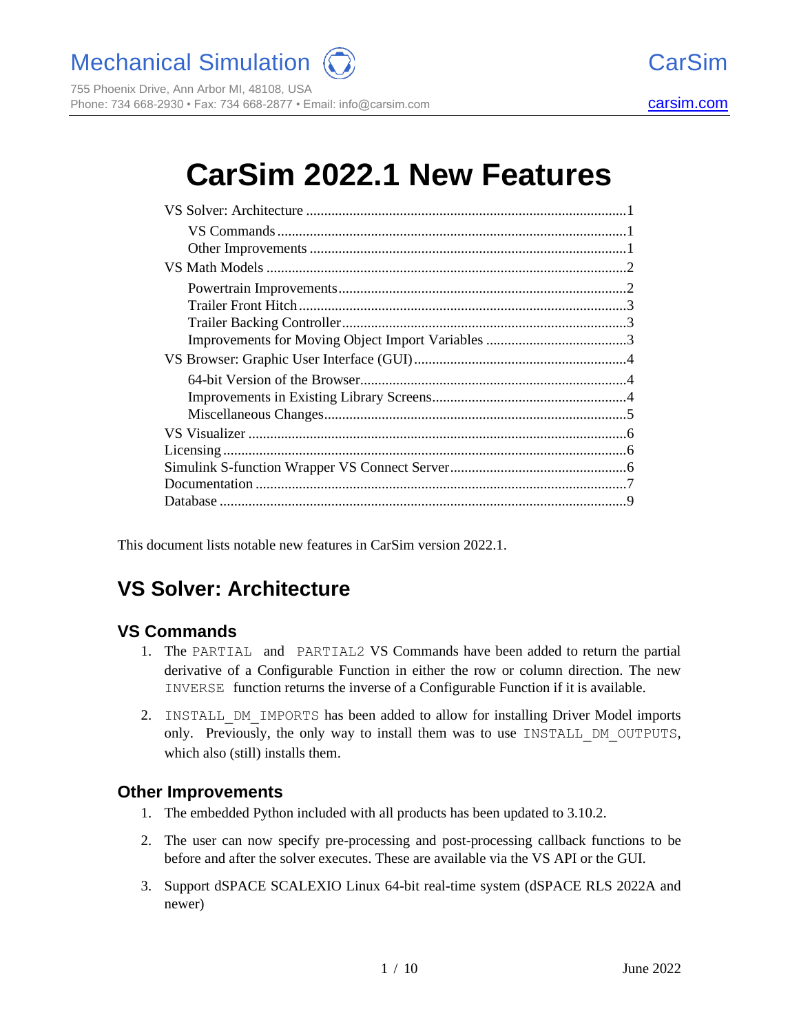Mechanical Simulation

755 Phoenix Drive, Ann Arbor MI, 48108, USA
Phone: 734 668-2930 • Fax: 734 668-2877 • Email: info@carsim.com

CarSim

carsim.com

# CarSim 2022.1 New Features

- VS Solver: Architecture ... 1
  - VS Commands ... 1
  - Other Improvements ... 1
- VS Math Models ... 2
  - Powertrain Improvements ... 2
  - Trailer Front Hitch ... 3
  - Trailer Backing Controller ... 3
  - Improvements for Moving Object Import Variables ... 3
- VS Browser: Graphic User Interface (GUI) ... 4
  - 64-bit Version of the Browser ... 4
  - Improvements in Existing Library Screens ... 4
  - Miscellaneous Changes ... 5
- VS Visualizer ... 6
- Licensing ... 6
- Simulink S-function Wrapper VS Connect Server ... 6
- Documentation ... 7
- Database ... 9

This document lists notable new features in CarSim version 2022.1.

## VS Solver: Architecture

### VS Commands

1. The `PARTIAL` and `PARTIAL2` VS Commands have been added to return the partial derivative of a Configurable Function in either the row or column direction. The new `INVERSE` function returns the inverse of a Configurable Function if it is available.
2. `INSTALL_DM_IMPORTS` has been added to allow for installing Driver Model imports only. Previously, the only way to install them was to use `INSTALL_DM_OUTPUTS`, which also (still) installs them.

### Other Improvements

1. The embedded Python included with all products has been updated to 3.10.2.
2. The user can now specify pre-processing and post-processing callback functions to be before and after the solver executes. These are available via the VS API or the GUI.
3. Support dSPACE SCALEXIO Linux 64-bit real-time system (dSPACE RLS 2022A and newer)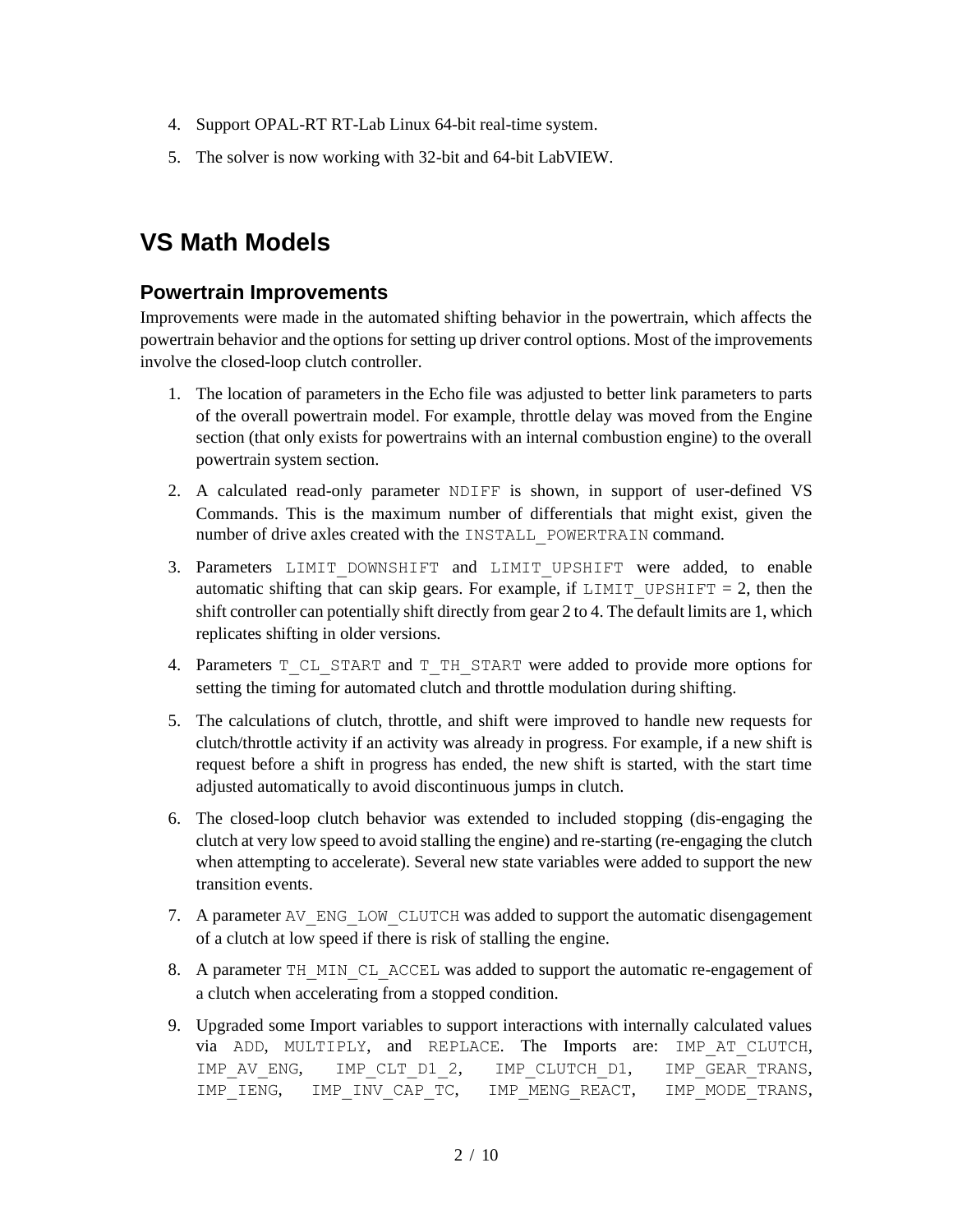4. Support OPAL-RT RT-Lab Linux 64-bit real-time system.
5. The solver is now working with 32-bit and 64-bit LabVIEW.

# VS Math Models

## Powertrain Improvements

Improvements were made in the automated shifting behavior in the powertrain, which affects the powertrain behavior and the options for setting up driver control options. Most of the improvements involve the closed-loop clutch controller.

1. The location of parameters in the Echo file was adjusted to better link parameters to parts of the overall powertrain model. For example, throttle delay was moved from the Engine section (that only exists for powertrains with an internal combustion engine) to the overall powertrain system section.
2. A calculated read-only parameter `NDIFF` is shown, in support of user-defined VS Commands. This is the maximum number of differentials that might exist, given the number of drive axles created with the `INSTALL_POWERTRAIN` command.
3. Parameters `LIMIT_DOWNSHIFT` and `LIMIT_UPSHIFT` were added, to enable automatic shifting that can skip gears. For example, if `LIMIT_UPSHIFT` = 2, then the shift controller can potentially shift directly from gear 2 to 4. The default limits are 1, which replicates shifting in older versions.
4. Parameters `T_CL_START` and `T_TH_START` were added to provide more options for setting the timing for automated clutch and throttle modulation during shifting.
5. The calculations of clutch, throttle, and shift were improved to handle new requests for clutch/throttle activity if an activity was already in progress. For example, if a new shift is request before a shift in progress has ended, the new shift is started, with the start time adjusted automatically to avoid discontinuous jumps in clutch.
6. The closed-loop clutch behavior was extended to included stopping (dis-engaging the clutch at very low speed to avoid stalling the engine) and re-starting (re-engaging the clutch when attempting to accelerate). Several new state variables were added to support the new transition events.
7. A parameter `AV_ENG_LOW_CLUTCH` was added to support the automatic disengagement of a clutch at low speed if there is risk of stalling the engine.
8. A parameter `TH_MIN_CL_ACCEL` was added to support the automatic re-engagement of a clutch when accelerating from a stopped condition.
9. Upgraded some Import variables to support interactions with internally calculated values via `ADD`, `MULTIPLY`, and `REPLACE`. The Imports are: `IMP_AT_CLUTCH`, `IMP_AV_ENG`, `IMP_CLT_D1_2`, `IMP_CLUTCH_D1`, `IMP_GEAR_TRANS`, `IMP_IENG`, `IMP_INV_CAP_TC`, `IMP_MENG_REACT`, `IMP_MODE_TRANS`,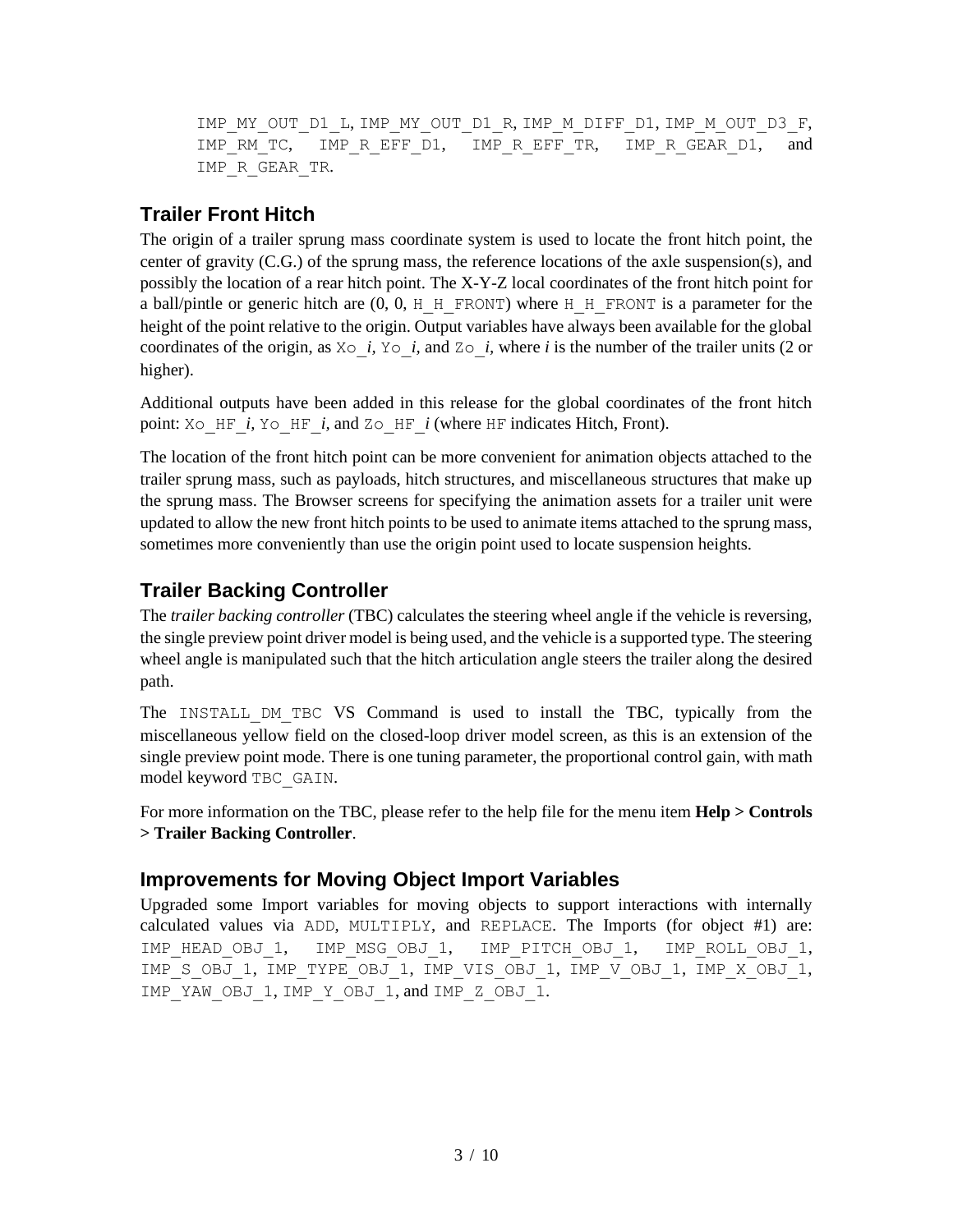IMP_MY_OUT_D1_L, IMP_MY_OUT_D1_R, IMP_M_DIFF_D1, IMP_M_OUT_D3_F, IMP_RM_TC, IMP_R_EFF_D1, IMP_R_EFF_TR, IMP_R_GEAR_D1, and IMP_R_GEAR_TR.

## Trailer Front Hitch

The origin of a trailer sprung mass coordinate system is used to locate the front hitch point, the center of gravity (C.G.) of the sprung mass, the reference locations of the axle suspension(s), and possibly the location of a rear hitch point. The X-Y-Z local coordinates of the front hitch point for a ball/pintle or generic hitch are (0, 0, H_H_FRONT) where H_H_FRONT is a parameter for the height of the point relative to the origin. Output variables have always been available for the global coordinates of the origin, as Xo_*i*, Yo_*i*, and Zo_*i*, where *i* is the number of the trailer units (2 or higher).

Additional outputs have been added in this release for the global coordinates of the front hitch point: Xo_HF_*i*, Yo_HF_*i*, and Zo_HF_*i* (where HF indicates Hitch, Front).

The location of the front hitch point can be more convenient for animation objects attached to the trailer sprung mass, such as payloads, hitch structures, and miscellaneous structures that make up the sprung mass. The Browser screens for specifying the animation assets for a trailer unit were updated to allow the new front hitch points to be used to animate items attached to the sprung mass, sometimes more conveniently than use the origin point used to locate suspension heights.

## Trailer Backing Controller

The *trailer backing controller* (TBC) calculates the steering wheel angle if the vehicle is reversing, the single preview point driver model is being used, and the vehicle is a supported type. The steering wheel angle is manipulated such that the hitch articulation angle steers the trailer along the desired path.

The INSTALL_DM_TBC VS Command is used to install the TBC, typically from the miscellaneous yellow field on the closed-loop driver model screen, as this is an extension of the single preview point mode. There is one tuning parameter, the proportional control gain, with math model keyword TBC_GAIN.

For more information on the TBC, please refer to the help file for the menu item **Help > Controls > Trailer Backing Controller**.

## Improvements for Moving Object Import Variables

Upgraded some Import variables for moving objects to support interactions with internally calculated values via ADD, MULTIPLY, and REPLACE. The Imports (for object #1) are: IMP_HEAD_OBJ_1, IMP_MSG_OBJ_1, IMP_PITCH_OBJ_1, IMP_ROLL_OBJ_1, IMP_S_OBJ_1, IMP_TYPE_OBJ_1, IMP_VIS_OBJ_1, IMP_V_OBJ_1, IMP_X_OBJ_1, IMP_YAW_OBJ_1, IMP_Y_OBJ_1, and IMP_Z_OBJ_1.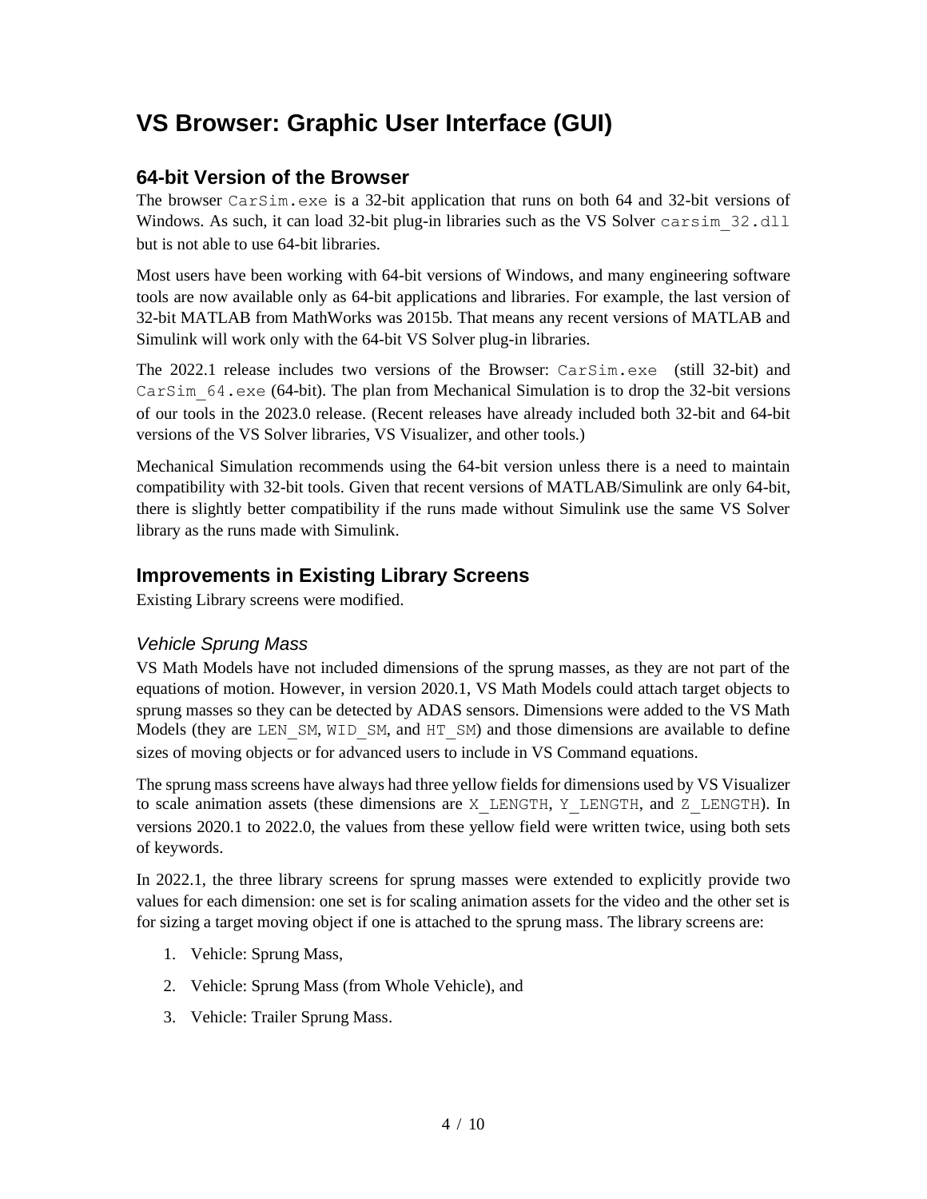# VS Browser: Graphic User Interface (GUI)

## 64-bit Version of the Browser

The browser `CarSim.exe` is a 32-bit application that runs on both 64 and 32-bit versions of Windows. As such, it can load 32-bit plug-in libraries such as the VS Solver `carsim_32.dll` but is not able to use 64-bit libraries.

Most users have been working with 64-bit versions of Windows, and many engineering software tools are now available only as 64-bit applications and libraries. For example, the last version of 32-bit MATLAB from MathWorks was 2015b. That means any recent versions of MATLAB and Simulink will work only with the 64-bit VS Solver plug-in libraries.

The 2022.1 release includes two versions of the Browser: `CarSim.exe` (still 32-bit) and `CarSim_64.exe` (64-bit). The plan from Mechanical Simulation is to drop the 32-bit versions of our tools in the 2023.0 release. (Recent releases have already included both 32-bit and 64-bit versions of the VS Solver libraries, VS Visualizer, and other tools.)

Mechanical Simulation recommends using the 64-bit version unless there is a need to maintain compatibility with 32-bit tools. Given that recent versions of MATLAB/Simulink are only 64-bit, there is slightly better compatibility if the runs made without Simulink use the same VS Solver library as the runs made with Simulink.

## Improvements in Existing Library Screens

Existing Library screens were modified.

### *Vehicle Sprung Mass*

VS Math Models have not included dimensions of the sprung masses, as they are not part of the equations of motion. However, in version 2020.1, VS Math Models could attach target objects to sprung masses so they can be detected by ADAS sensors. Dimensions were added to the VS Math Models (they are `LEN_SM`, `WID_SM`, and `HT_SM`) and those dimensions are available to define sizes of moving objects or for advanced users to include in VS Command equations.

The sprung mass screens have always had three yellow fields for dimensions used by VS Visualizer to scale animation assets (these dimensions are `X_LENGTH`, `Y_LENGTH`, and `Z_LENGTH`). In versions 2020.1 to 2022.0, the values from these yellow field were written twice, using both sets of keywords.

In 2022.1, the three library screens for sprung masses were extended to explicitly provide two values for each dimension: one set is for scaling animation assets for the video and the other set is for sizing a target moving object if one is attached to the sprung mass. The library screens are:

1. Vehicle: Sprung Mass,
2. Vehicle: Sprung Mass (from Whole Vehicle), and
3. Vehicle: Trailer Sprung Mass.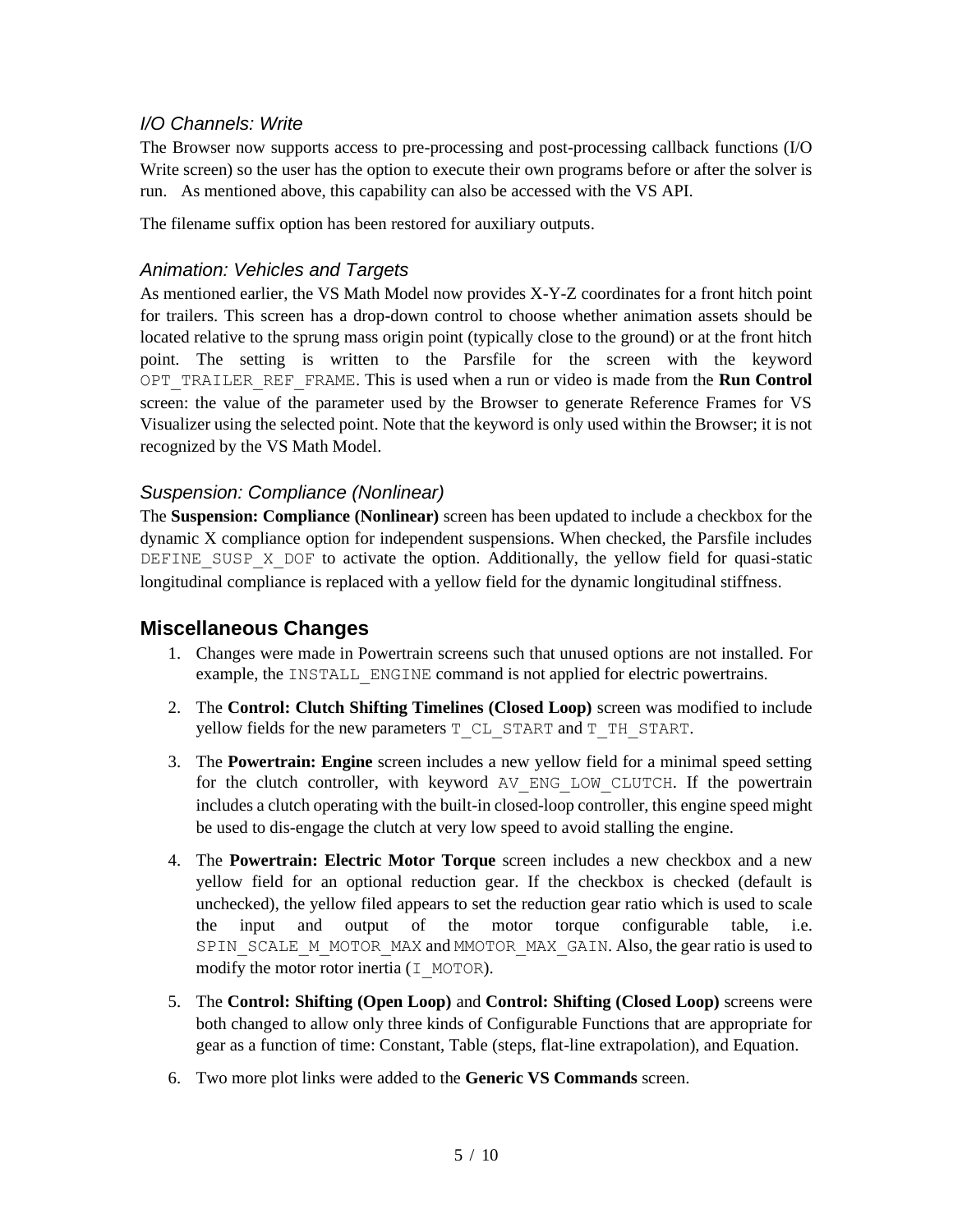### *I/O Channels: Write*

The Browser now supports access to pre-processing and post-processing callback functions (I/O Write screen) so the user has the option to execute their own programs before or after the solver is run. As mentioned above, this capability can also be accessed with the VS API.

The filename suffix option has been restored for auxiliary outputs.

### *Animation: Vehicles and Targets*

As mentioned earlier, the VS Math Model now provides X-Y-Z coordinates for a front hitch point for trailers. This screen has a drop-down control to choose whether animation assets should be located relative to the sprung mass origin point (typically close to the ground) or at the front hitch point. The setting is written to the Parsfile for the screen with the keyword `OPT_TRAILER_REF_FRAME`. This is used when a run or video is made from the **Run Control** screen: the value of the parameter used by the Browser to generate Reference Frames for VS Visualizer using the selected point. Note that the keyword is only used within the Browser; it is not recognized by the VS Math Model.

### *Suspension: Compliance (Nonlinear)*

The **Suspension: Compliance (Nonlinear)** screen has been updated to include a checkbox for the dynamic X compliance option for independent suspensions. When checked, the Parsfile includes `DEFINE_SUSP_X_DOF` to activate the option. Additionally, the yellow field for quasi-static longitudinal compliance is replaced with a yellow field for the dynamic longitudinal stiffness.

## Miscellaneous Changes

1. Changes were made in Powertrain screens such that unused options are not installed. For example, the `INSTALL_ENGINE` command is not applied for electric powertrains.

2. The **Control: Clutch Shifting Timelines (Closed Loop)** screen was modified to include yellow fields for the new parameters `T_CL_START` and `T_TH_START`.

3. The **Powertrain: Engine** screen includes a new yellow field for a minimal speed setting for the clutch controller, with keyword `AV_ENG_LOW_CLUTCH`. If the powertrain includes a clutch operating with the built-in closed-loop controller, this engine speed might be used to dis-engage the clutch at very low speed to avoid stalling the engine.

4. The **Powertrain: Electric Motor Torque** screen includes a new checkbox and a new yellow field for an optional reduction gear. If the checkbox is checked (default is unchecked), the yellow filed appears to set the reduction gear ratio which is used to scale the input and output of the motor torque configurable table, i.e. `SPIN_SCALE_M_MOTOR_MAX` and `MMOTOR_MAX_GAIN`. Also, the gear ratio is used to modify the motor rotor inertia (`I_MOTOR`).

5. The **Control: Shifting (Open Loop)** and **Control: Shifting (Closed Loop)** screens were both changed to allow only three kinds of Configurable Functions that are appropriate for gear as a function of time: Constant, Table (steps, flat-line extrapolation), and Equation.

6. Two more plot links were added to the **Generic VS Commands** screen.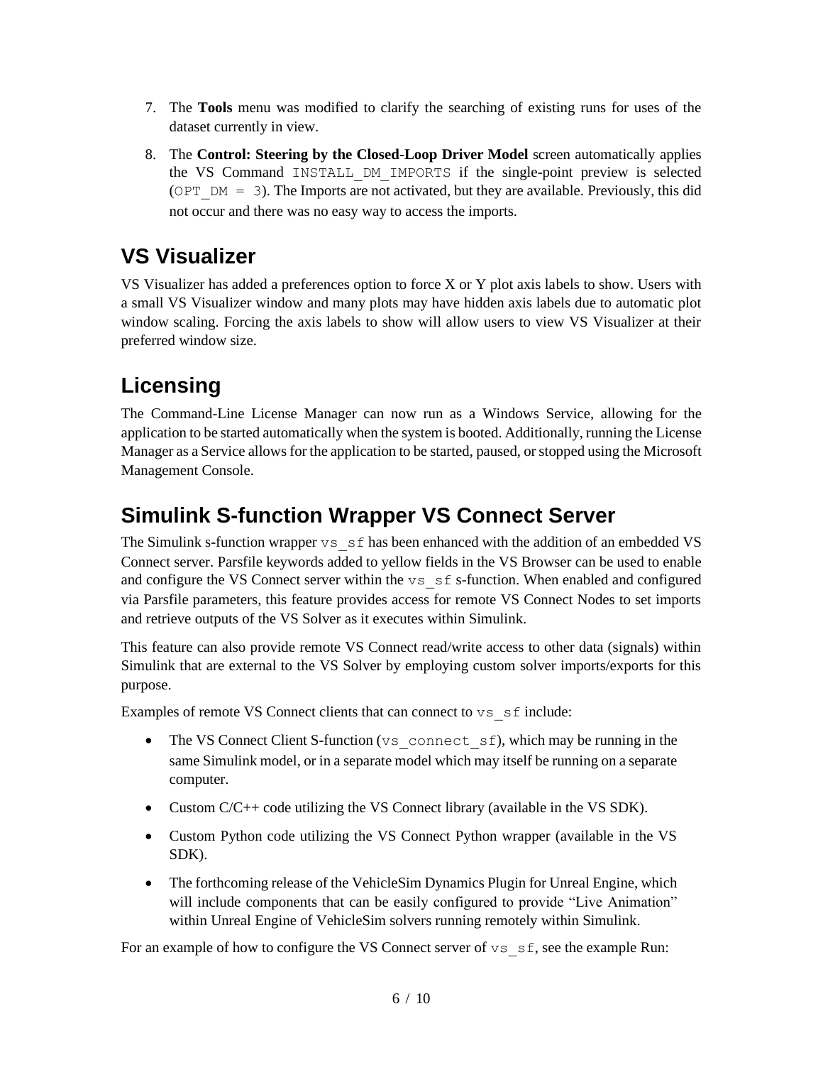7. The **Tools** menu was modified to clarify the searching of existing runs for uses of the dataset currently in view.
8. The **Control: Steering by the Closed-Loop Driver Model** screen automatically applies the VS Command `INSTALL_DM_IMPORTS` if the single-point preview is selected (`OPT_DM = 3`). The Imports are not activated, but they are available. Previously, this did not occur and there was no easy way to access the imports.

## VS Visualizer

VS Visualizer has added a preferences option to force X or Y plot axis labels to show. Users with a small VS Visualizer window and many plots may have hidden axis labels due to automatic plot window scaling. Forcing the axis labels to show will allow users to view VS Visualizer at their preferred window size.

## Licensing

The Command-Line License Manager can now run as a Windows Service, allowing for the application to be started automatically when the system is booted. Additionally, running the License Manager as a Service allows for the application to be started, paused, or stopped using the Microsoft Management Console.

## Simulink S-function Wrapper VS Connect Server

The Simulink s-function wrapper `vs_sf` has been enhanced with the addition of an embedded VS Connect server. Parsfile keywords added to yellow fields in the VS Browser can be used to enable and configure the VS Connect server within the `vs_sf` s-function. When enabled and configured via Parsfile parameters, this feature provides access for remote VS Connect Nodes to set imports and retrieve outputs of the VS Solver as it executes within Simulink.

This feature can also provide remote VS Connect read/write access to other data (signals) within Simulink that are external to the VS Solver by employing custom solver imports/exports for this purpose.

Examples of remote VS Connect clients that can connect to `vs_sf` include:

- The VS Connect Client S-function (`vs_connect_sf`), which may be running in the same Simulink model, or in a separate model which may itself be running on a separate computer.
- Custom C/C++ code utilizing the VS Connect library (available in the VS SDK).
- Custom Python code utilizing the VS Connect Python wrapper (available in the VS SDK).
- The forthcoming release of the VehicleSim Dynamics Plugin for Unreal Engine, which will include components that can be easily configured to provide "Live Animation" within Unreal Engine of VehicleSim solvers running remotely within Simulink.

For an example of how to configure the VS Connect server of `vs_sf`, see the example Run: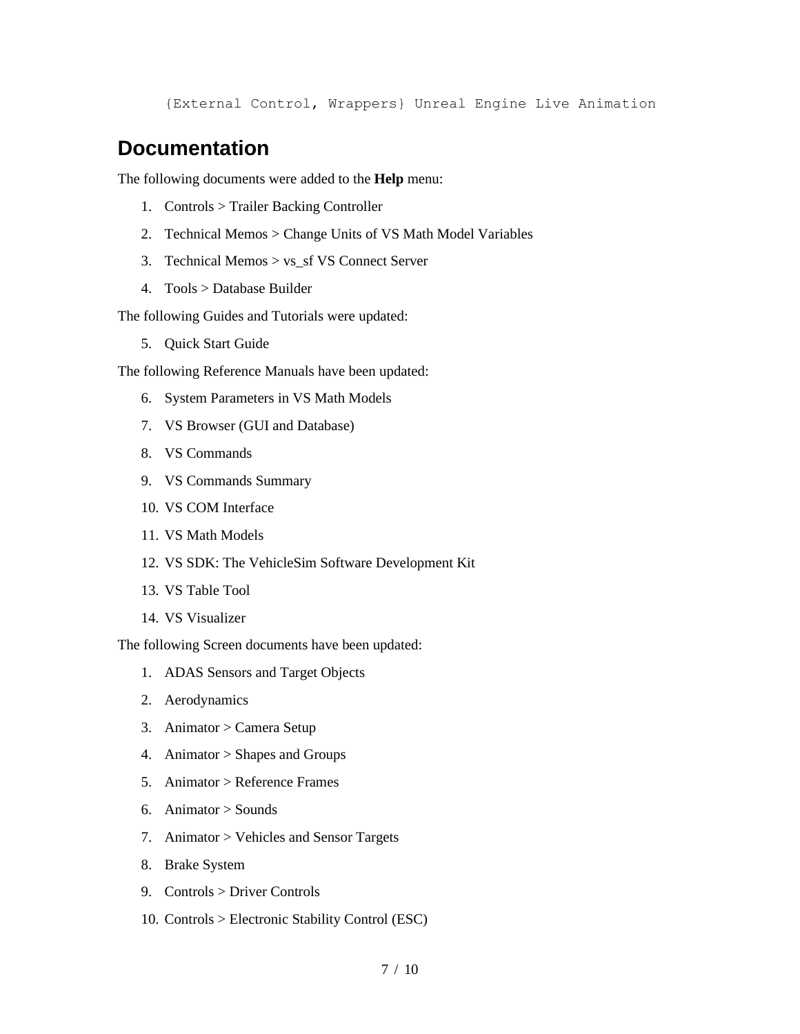```
{External Control, Wrappers} Unreal Engine Live Animation
```

## Documentation

The following documents were added to the **Help** menu:

1. Controls > Trailer Backing Controller
2. Technical Memos > Change Units of VS Math Model Variables
3. Technical Memos > vs_sf VS Connect Server
4. Tools > Database Builder

The following Guides and Tutorials were updated:

5. Quick Start Guide

The following Reference Manuals have been updated:

6. System Parameters in VS Math Models
7. VS Browser (GUI and Database)
8. VS Commands
9. VS Commands Summary
10. VS COM Interface
11. VS Math Models
12. VS SDK: The VehicleSim Software Development Kit
13. VS Table Tool
14. VS Visualizer

The following Screen documents have been updated:

1. ADAS Sensors and Target Objects
2. Aerodynamics
3. Animator > Camera Setup
4. Animator > Shapes and Groups
5. Animator > Reference Frames
6. Animator > Sounds
7. Animator > Vehicles and Sensor Targets
8. Brake System
9. Controls > Driver Controls
10. Controls > Electronic Stability Control (ESC)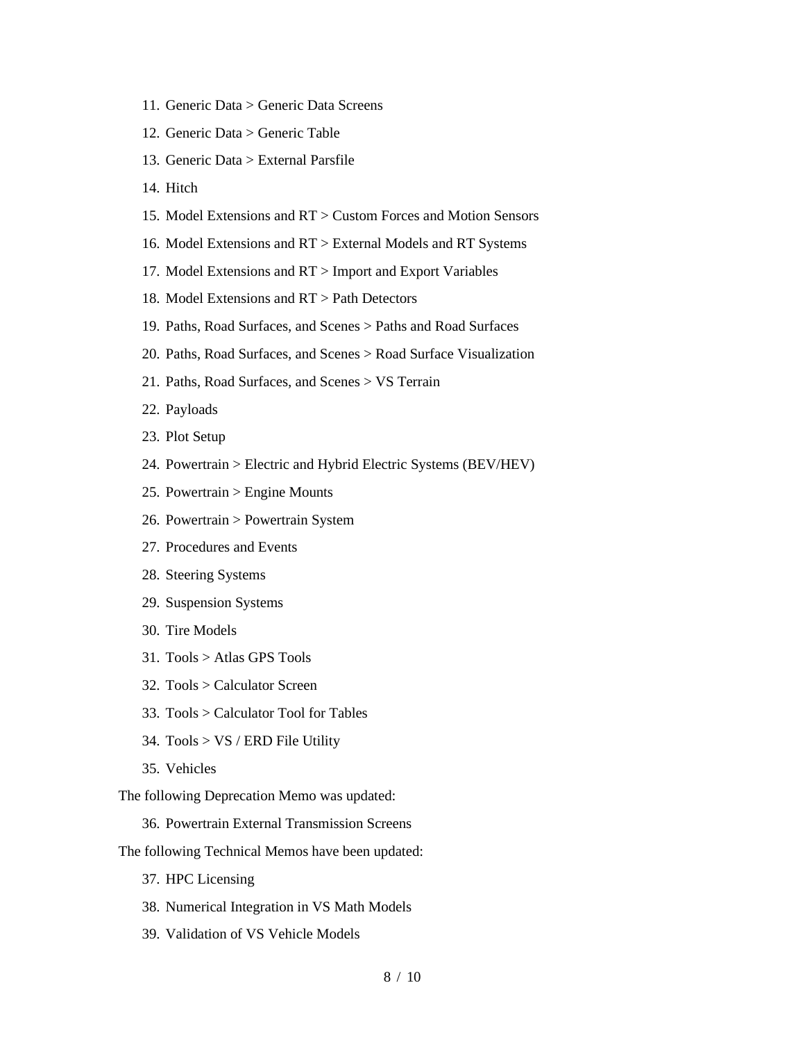11. Generic Data > Generic Data Screens
12. Generic Data > Generic Table
13. Generic Data > External Parsfile
14. Hitch
15. Model Extensions and RT > Custom Forces and Motion Sensors
16. Model Extensions and RT > External Models and RT Systems
17. Model Extensions and RT > Import and Export Variables
18. Model Extensions and RT > Path Detectors
19. Paths, Road Surfaces, and Scenes > Paths and Road Surfaces
20. Paths, Road Surfaces, and Scenes > Road Surface Visualization
21. Paths, Road Surfaces, and Scenes > VS Terrain
22. Payloads
23. Plot Setup
24. Powertrain > Electric and Hybrid Electric Systems (BEV/HEV)
25. Powertrain > Engine Mounts
26. Powertrain > Powertrain System
27. Procedures and Events
28. Steering Systems
29. Suspension Systems
30. Tire Models
31. Tools > Atlas GPS Tools
32. Tools > Calculator Screen
33. Tools > Calculator Tool for Tables
34. Tools > VS / ERD File Utility
35. Vehicles

The following Deprecation Memo was updated:

36. Powertrain External Transmission Screens

The following Technical Memos have been updated:

37. HPC Licensing
38. Numerical Integration in VS Math Models
39. Validation of VS Vehicle Models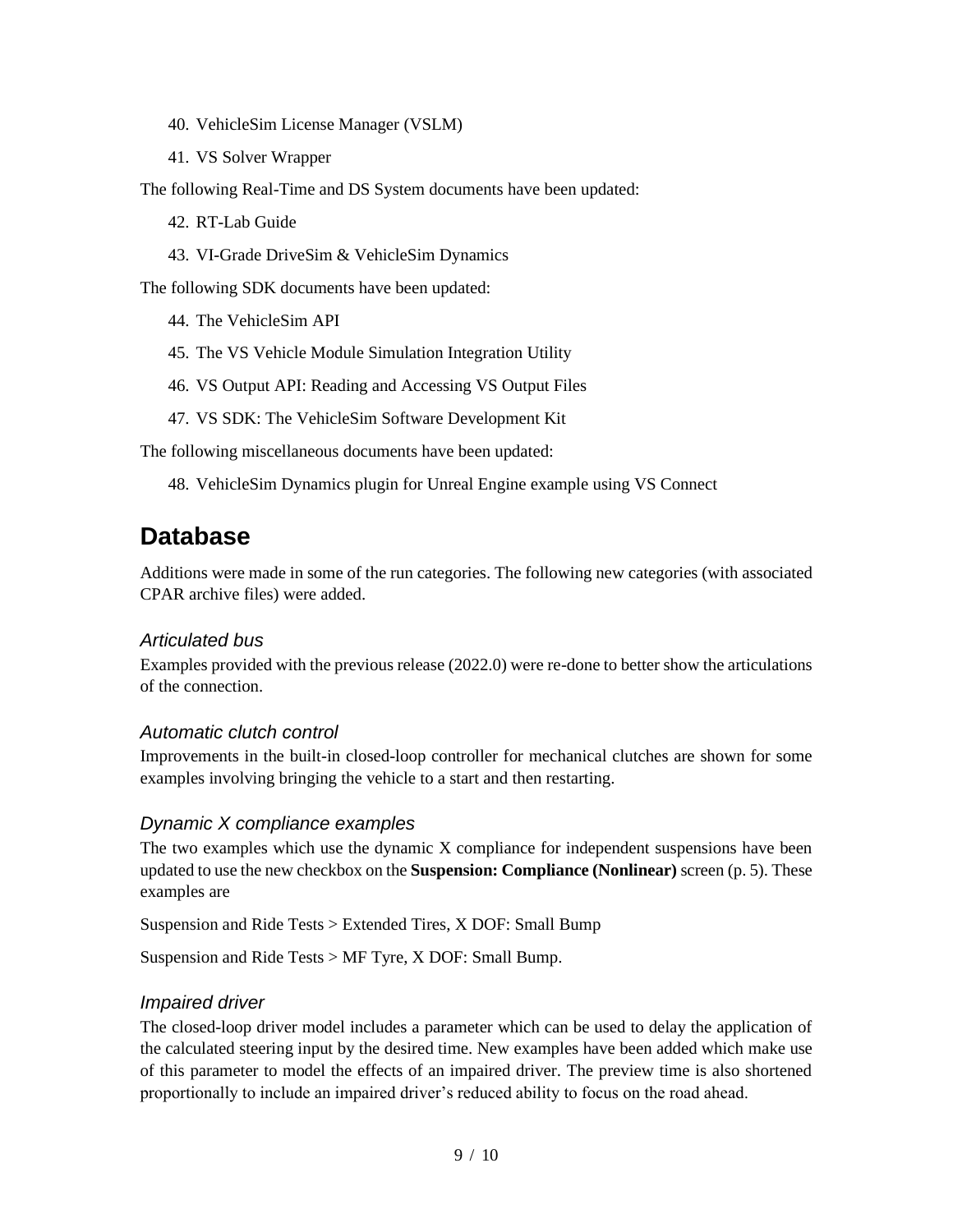40. VehicleSim License Manager (VSLM)
41. VS Solver Wrapper

The following Real-Time and DS System documents have been updated:

42. RT-Lab Guide
43. VI-Grade DriveSim & VehicleSim Dynamics

The following SDK documents have been updated:

44. The VehicleSim API
45. The VS Vehicle Module Simulation Integration Utility
46. VS Output API: Reading and Accessing VS Output Files
47. VS SDK: The VehicleSim Software Development Kit

The following miscellaneous documents have been updated:

48. VehicleSim Dynamics plugin for Unreal Engine example using VS Connect

# Database

Additions were made in some of the run categories. The following new categories (with associated CPAR archive files) were added.

### *Articulated bus*

Examples provided with the previous release (2022.0) were re-done to better show the articulations of the connection.

### *Automatic clutch control*

Improvements in the built-in closed-loop controller for mechanical clutches are shown for some examples involving bringing the vehicle to a start and then restarting.

### *Dynamic X compliance examples*

The two examples which use the dynamic X compliance for independent suspensions have been updated to use the new checkbox on the **Suspension: Compliance (Nonlinear)** screen (p. 5). These examples are

Suspension and Ride Tests > Extended Tires, X DOF: Small Bump

Suspension and Ride Tests > MF Tyre, X DOF: Small Bump.

### *Impaired driver*

The closed-loop driver model includes a parameter which can be used to delay the application of the calculated steering input by the desired time. New examples have been added which make use of this parameter to model the effects of an impaired driver. The preview time is also shortened proportionally to include an impaired driver's reduced ability to focus on the road ahead.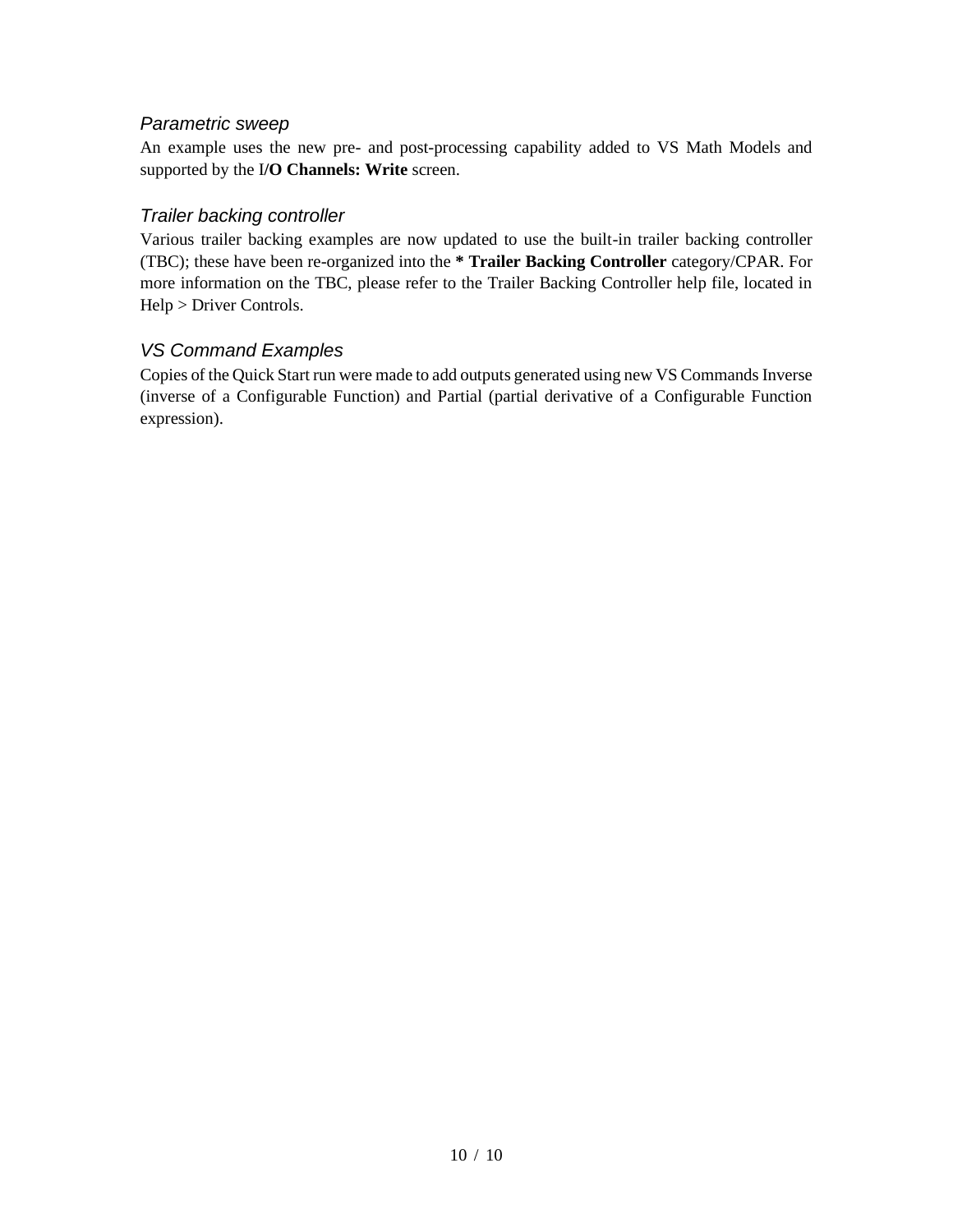### *Parametric sweep*

An example uses the new pre- and post-processing capability added to VS Math Models and supported by the I**/O Channels: Write** screen.

### *Trailer backing controller*

Various trailer backing examples are now updated to use the built-in trailer backing controller (TBC); these have been re-organized into the *** Trailer Backing Controller** category/CPAR. For more information on the TBC, please refer to the Trailer Backing Controller help file, located in Help > Driver Controls.

### *VS Command Examples*

Copies of the Quick Start run were made to add outputs generated using new VS Commands Inverse (inverse of a Configurable Function) and Partial (partial derivative of a Configurable Function expression).